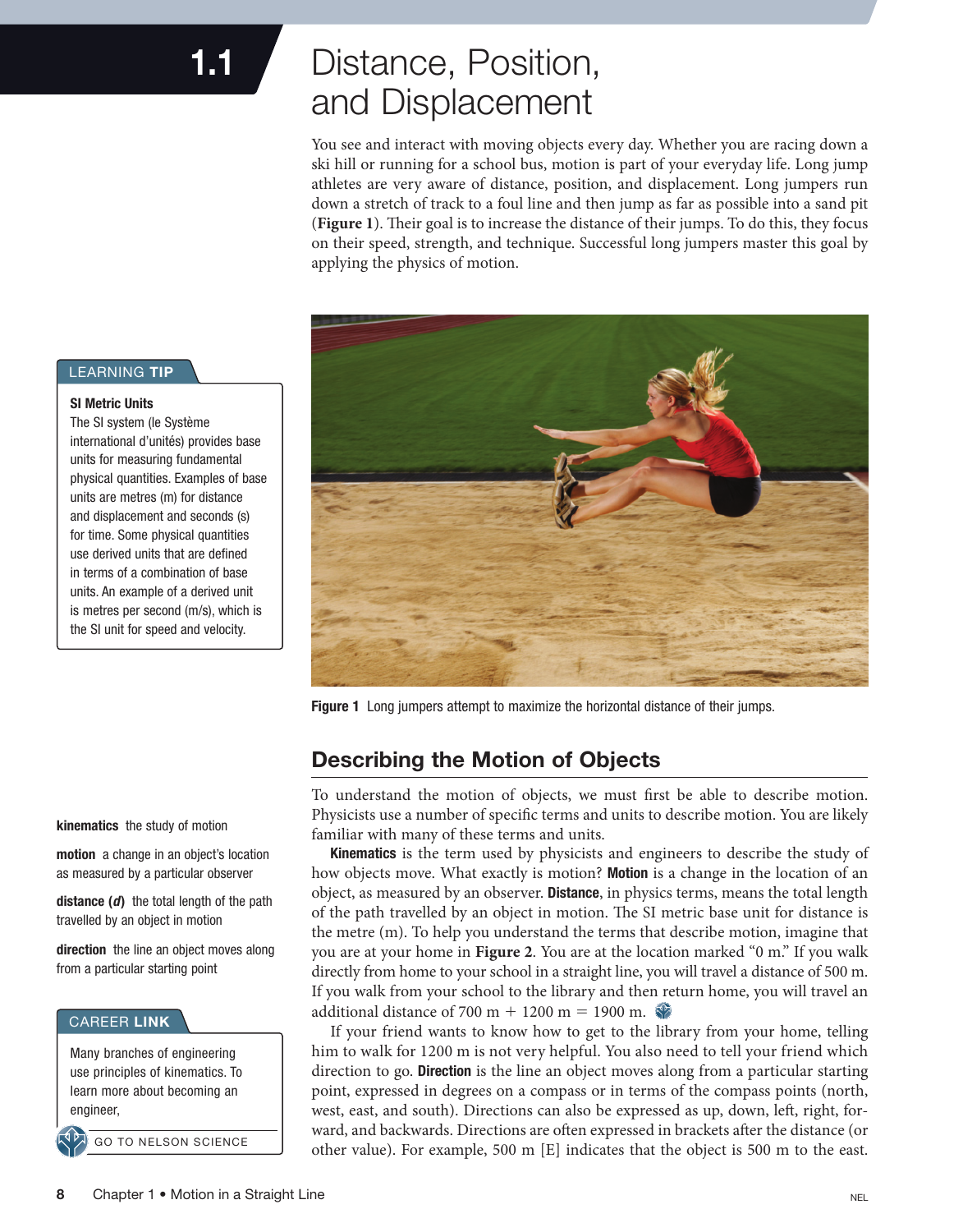# 1.1 Distance, Position, and Displacement

You see and interact with moving objects every day. Whether you are racing down a ski hill or running for a school bus, motion is part of your everyday life. Long jump athletes are very aware of distance, position, and displacement. Long jumpers run down a stretch of track to a foul line and then jump as far as possible into a sand pit (**Figure 1**). Their goal is to increase the distance of their jumps. To do this, they focus on their speed, strength, and technique. Successful long jumpers master this goal by applying the physics of motion.

> **LEARNING TIP**
>
> **SI Metric Units**
> The SI system (le Système international d'unités) provides base units for measuring fundamental physical quantities. Examples of base units are metres (m) for distance and displacement and seconds (s) for time. Some physical quantities use derived units that are defined in terms of a combination of base units. An example of a derived unit is metres per second (m/s), which is the SI unit for speed and velocity.

**Figure 1** Long jumpers attempt to maximize the horizontal distance of their jumps.

## Describing the Motion of Objects

To understand the motion of objects, we must first be able to describe motion. Physicists use a number of specific terms and units to describe motion. You are likely familiar with many of these terms and units.

**Kinematics** is the term used by physicists and engineers to describe the study of how objects move. What exactly is motion? **Motion** is a change in the location of an object, as measured by an observer. **Distance**, in physics terms, means the total length of the path travelled by an object in motion. The SI metric base unit for distance is the metre (m). To help you understand the terms that describe motion, imagine that you are at your home in **Figure 2**. You are at the location marked "0 m." If you walk directly from home to your school in a straight line, you will travel a distance of 500 m. If you walk from your school to the library and then return home, you will travel an additional distance of 700 m + 1200 m = 1900 m.

If your friend wants to know how to get to the library from your home, telling him to walk for 1200 m is not very helpful. You also need to tell your friend which direction to go. **Direction** is the line an object moves along from a particular starting point, expressed in degrees on a compass or in terms of the compass points (north, west, east, and south). Directions can also be expressed as up, down, left, right, forward, and backwards. Directions are often expressed in brackets after the distance (or other value). For example, 500 m [E] indicates that the object is 500 m to the east.

**kinematics** the study of motion

**motion** a change in an object's location as measured by a particular observer

**distance (*d*)** the total length of the path travelled by an object in motion

**direction** the line an object moves along from a particular starting point

> **CAREER LINK**
>
> Many branches of engineering use principles of kinematics. To learn more about becoming an engineer,
>
> GO TO NELSON SCIENCE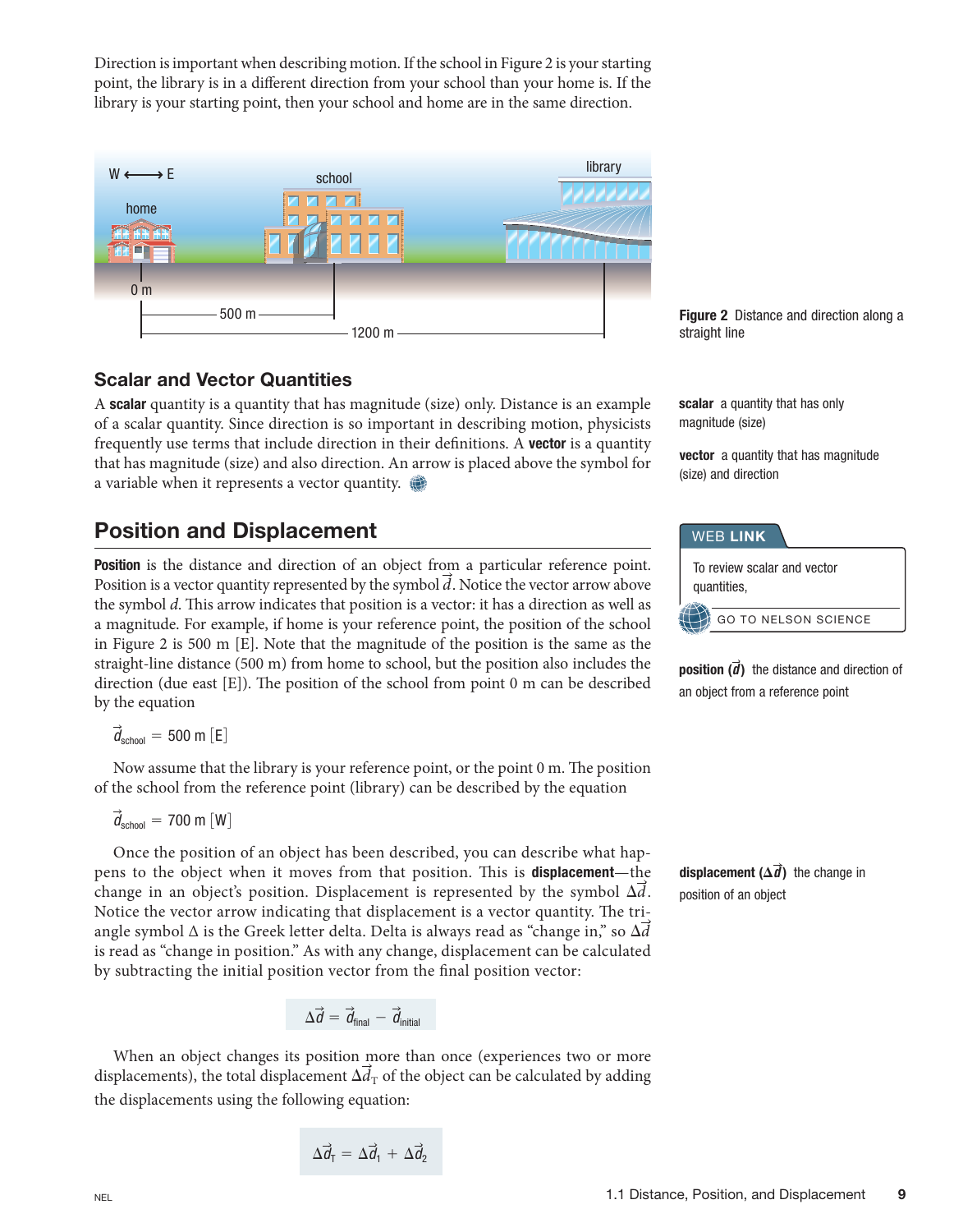Direction is important when describing motion. If the school in Figure 2 is your starting point, the library is in a different direction from your school than your home is. If the library is your starting point, then your school and home are in the same direction.

W ⟷ E

home

school

library

0 m

500 m

1200 m

**Figure 2** Distance and direction along a straight line

## Scalar and Vector Quantities

A **scalar** quantity is a quantity that has magnitude (size) only. Distance is an example of a scalar quantity. Since direction is so important in describing motion, physicists frequently use terms that include direction in their definitions. A **vector** is a quantity that has magnitude (size) and also direction. An arrow is placed above the symbol for a variable when it represents a vector quantity.

**scalar** a quantity that has only magnitude (size)

**vector** a quantity that has magnitude (size) and direction

WEB **LINK**

To review scalar and vector quantities,

GO TO NELSON SCIENCE

# Position and Displacement

**Position** is the distance and direction of an object from a particular reference point. Position is a vector quantity represented by the symbol $\vec{d}$. Notice the vector arrow above the symbol $d$. This arrow indicates that position is a vector: it has a direction as well as a magnitude. For example, if home is your reference point, the position of the school in Figure 2 is 500 m [E]. Note that the magnitude of the position is the same as the straight-line distance (500 m) from home to school, but the position also includes the direction (due east [E]). The position of the school from point 0 m can be described by the equation

$$\vec{d}_{\text{school}} = 500 \text{ m [E]}$$

Now assume that the library is your reference point, or the point 0 m. The position of the school from the reference point (library) can be described by the equation

$$\vec{d}_{\text{school}} = 700 \text{ m [W]}$$

**position ($\vec{d}$)** the distance and direction of an object from a reference point

Once the position of an object has been described, you can describe what happens to the object when it moves from that position. This is **displacement**—the change in an object's position. Displacement is represented by the symbol $\Delta\vec{d}$. Notice the vector arrow indicating that displacement is a vector quantity. The triangle symbol $\Delta$ is the Greek letter delta. Delta is always read as "change in," so $\Delta\vec{d}$ is read as "change in position." As with any change, displacement can be calculated by subtracting the initial position vector from the final position vector:

**displacement ($\Delta\vec{d}$)** the change in position of an object

$$\Delta\vec{d} = \vec{d}_{\text{final}} - \vec{d}_{\text{initial}}$$

When an object changes its position more than once (experiences two or more displacements), the total displacement $\Delta\vec{d}_T$ of the object can be calculated by adding the displacements using the following equation:

$$\Delta\vec{d}_T = \Delta\vec{d}_1 + \Delta\vec{d}_2$$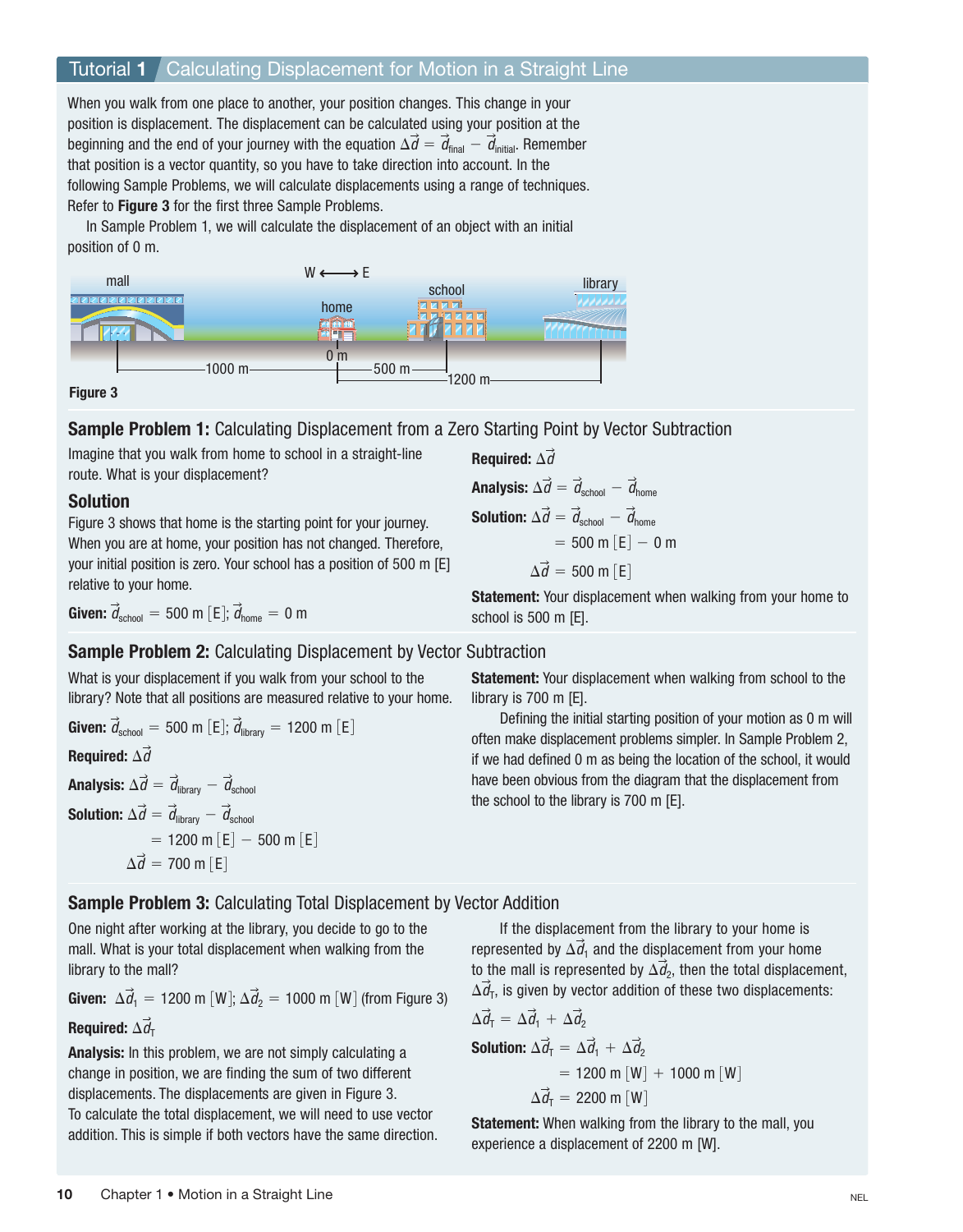## Tutorial 1 Calculating Displacement for Motion in a Straight Line

When you walk from one place to another, your position changes. This change in your position is displacement. The displacement can be calculated using your position at the beginning and the end of your journey with the equation $\Delta\vec{d} = \vec{d}_{final} - \vec{d}_{initial}$. Remember that position is a vector quantity, so you have to take direction into account. In the following Sample Problems, we will calculate displacements using a range of techniques. Refer to **Figure 3** for the first three Sample Problems.

In Sample Problem 1, we will calculate the displacement of an object with an initial position of 0 m.

W ⟷ E

mall

home

school

library

0 m

1000 m

500 m

1200 m

**Figure 3**

### Sample Problem 1: Calculating Displacement from a Zero Starting Point by Vector Subtraction

Imagine that you walk from home to school in a straight-line route. What is your displacement?

#### Solution

Figure 3 shows that home is the starting point for your journey. When you are at home, your position has not changed. Therefore, your initial position is zero. Your school has a position of 500 m [E] relative to your home.

**Given:** $\vec{d}_{school} = 500 \text{ m [E]}$; $\vec{d}_{home} = 0 \text{ m}$

**Required:** $\Delta\vec{d}$

**Analysis:** $\Delta\vec{d} = \vec{d}_{school} - \vec{d}_{home}$

**Solution:**

$$\begin{aligned}\Delta\vec{d} &= \vec{d}_{school} - \vec{d}_{home} \\ &= 500 \text{ m [E]} - 0 \text{ m} \\ \Delta\vec{d} &= 500 \text{ m [E]}\end{aligned}$$

**Statement:** Your displacement when walking from your home to school is 500 m [E].

### Sample Problem 2: Calculating Displacement by Vector Subtraction

What is your displacement if you walk from your school to the library? Note that all positions are measured relative to your home.

**Given:** $\vec{d}_{school} = 500 \text{ m [E]}$; $\vec{d}_{library} = 1200 \text{ m [E]}$

**Required:** $\Delta\vec{d}$

**Analysis:** $\Delta\vec{d} = \vec{d}_{library} - \vec{d}_{school}$

**Solution:**

$$\begin{aligned}\Delta\vec{d} &= \vec{d}_{library} - \vec{d}_{school} \\ &= 1200 \text{ m [E]} - 500 \text{ m [E]} \\ \Delta\vec{d} &= 700 \text{ m [E]}\end{aligned}$$

**Statement:** Your displacement when walking from school to the library is 700 m [E].

Defining the initial starting position of your motion as 0 m will often make displacement problems simpler. In Sample Problem 2, if we had defined 0 m as being the location of the school, it would have been obvious from the diagram that the displacement from the school to the library is 700 m [E].

### Sample Problem 3: Calculating Total Displacement by Vector Addition

One night after working at the library, you decide to go to the mall. What is your total displacement when walking from the library to the mall?

**Given:** $\Delta\vec{d}_1 = 1200 \text{ m [W]}$; $\Delta\vec{d}_2 = 1000 \text{ m [W]}$ (from Figure 3)

**Required:** $\Delta\vec{d}_T$

**Analysis:** In this problem, we are not simply calculating a change in position, we are finding the sum of two different displacements. The displacements are given in Figure 3. To calculate the total displacement, we will need to use vector addition. This is simple if both vectors have the same direction.

If the displacement from the library to your home is represented by $\Delta\vec{d}_1$ and the displacement from your home to the mall is represented by $\Delta\vec{d}_2$, then the total displacement, $\Delta\vec{d}_T$, is given by vector addition of these two displacements:

$$\Delta\vec{d}_T = \Delta\vec{d}_1 + \Delta\vec{d}_2$$

**Solution:**

$$\begin{aligned}\Delta\vec{d}_T &= \Delta\vec{d}_1 + \Delta\vec{d}_2 \\ &= 1200 \text{ m [W]} + 1000 \text{ m [W]} \\ \Delta\vec{d}_T &= 2200 \text{ m [W]}\end{aligned}$$

**Statement:** When walking from the library to the mall, you experience a displacement of 2200 m [W].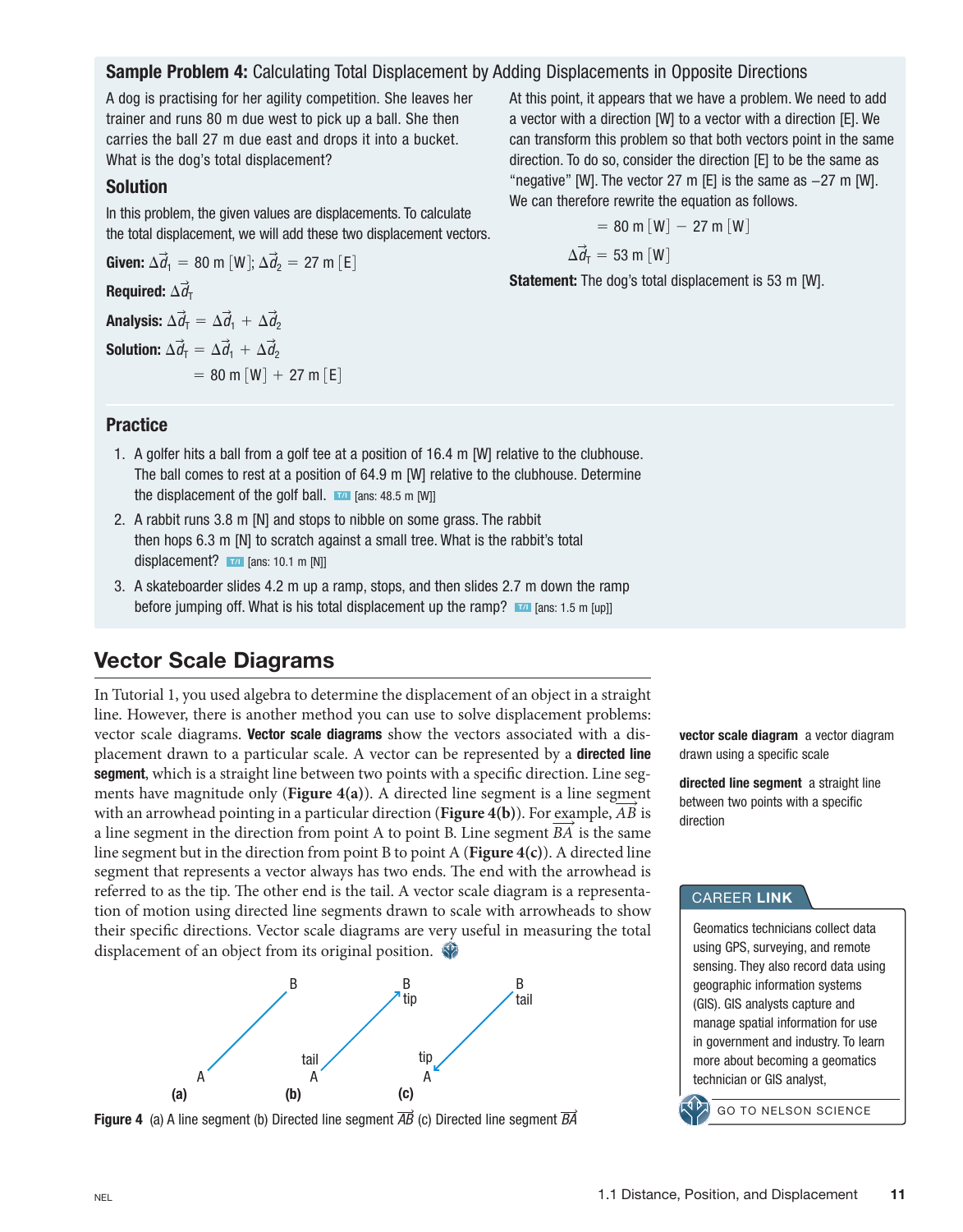## Sample Problem 4: Calculating Total Displacement by Adding Displacements in Opposite Directions

A dog is practising for her agility competition. She leaves her trainer and runs 80 m due west to pick up a ball. She then carries the ball 27 m due east and drops it into a bucket. What is the dog's total displacement?

### Solution

In this problem, the given values are displacements. To calculate the total displacement, we will add these two displacement vectors.

**Given:** $\Delta\vec{d}_1 = 80 \text{ m [W]}$; $\Delta\vec{d}_2 = 27 \text{ m [E]}$

**Required:** $\Delta\vec{d}_T$

**Analysis:** $\Delta\vec{d}_T = \Delta\vec{d}_1 + \Delta\vec{d}_2$

**Solution:** $\Delta\vec{d}_T = \Delta\vec{d}_1 + \Delta\vec{d}_2$

$$= 80 \text{ m [W]} + 27 \text{ m [E]}$$

At this point, it appears that we have a problem. We need to add a vector with a direction [W] to a vector with a direction [E]. We can transform this problem so that both vectors point in the same direction. To do so, consider the direction [E] to be the same as "negative" [W]. The vector 27 m [E] is the same as –27 m [W]. We can therefore rewrite the equation as follows.

$$= 80 \text{ m [W]} - 27 \text{ m [W]}$$

$$\Delta\vec{d}_T = 53 \text{ m [W]}$$

**Statement:** The dog's total displacement is 53 m [W].

### Practice

1. A golfer hits a ball from a golf tee at a position of 16.4 m [W] relative to the clubhouse. The ball comes to rest at a position of 64.9 m [W] relative to the clubhouse. Determine the displacement of the golf ball. T/I [ans: 48.5 m [W]]
2. A rabbit runs 3.8 m [N] and stops to nibble on some grass. The rabbit then hops 6.3 m [N] to scratch against a small tree. What is the rabbit's total displacement? T/I [ans: 10.1 m [N]]
3. A skateboarder slides 4.2 m up a ramp, stops, and then slides 2.7 m down the ramp before jumping off. What is his total displacement up the ramp? T/I [ans: 1.5 m [up]]

## Vector Scale Diagrams

In Tutorial 1, you used algebra to determine the displacement of an object in a straight line. However, there is another method you can use to solve displacement problems: vector scale diagrams. **Vector scale diagrams** show the vectors associated with a displacement drawn to a particular scale. A vector can be represented by a **directed line segment**, which is a straight line between two points with a specific direction. Line segments have magnitude only (**Figure 4(a)**). A directed line segment is a line segment with an arrowhead pointing in a particular direction (**Figure 4(b)**). For example, $\overrightarrow{AB}$ is a line segment in the direction from point A to point B. Line segment $\overrightarrow{BA}$ is the same line segment but in the direction from point B to point A (**Figure 4(c)**). A directed line segment that represents a vector always has two ends. The end with the arrowhead is referred to as the tip. The other end is the tail. A vector scale diagram is a representation of motion using directed line segments drawn to scale with arrowheads to show their specific directions. Vector scale diagrams are very useful in measuring the total displacement of an object from its original position.

**vector scale diagram** a vector diagram drawn using a specific scale

**directed line segment** a straight line between two points with a specific direction

**CAREER LINK**

Geomatics technicians collect data using GPS, surveying, and remote sensing. They also record data using geographic information systems (GIS). GIS analysts capture and manage spatial information for use in government and industry. To learn more about becoming a geomatics technician or GIS analyst,

GO TO NELSON SCIENCE

B
A
(a)

B
tip
tail
A
(b)

B
tail
tip
A
(c)

**Figure 4** (a) A line segment (b) Directed line segment $\overrightarrow{AB}$ (c) Directed line segment $\overrightarrow{BA}$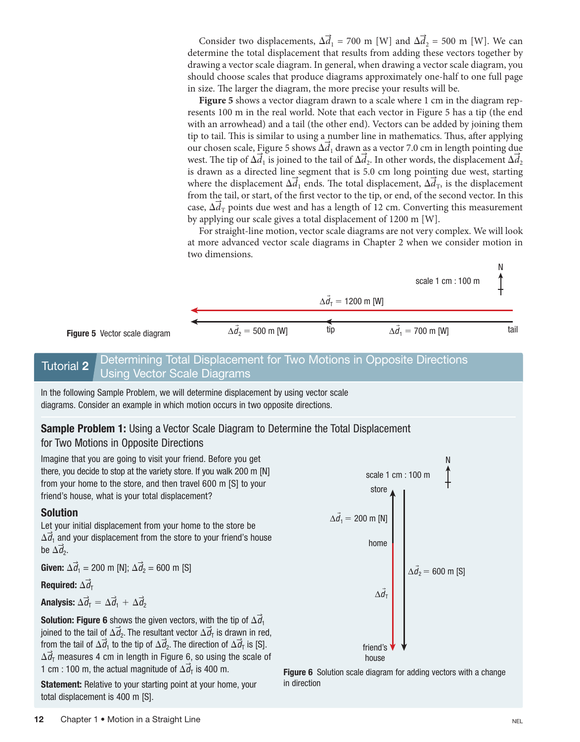Consider two displacements, $\Delta\vec{d}_1$ = 700 m [W] and $\Delta\vec{d}_2$ = 500 m [W]. We can determine the total displacement that results from adding these vectors together by drawing a vector scale diagram. In general, when drawing a vector scale diagram, you should choose scales that produce diagrams approximately one-half to one full page in size. The larger the diagram, the more precise your results will be.

**Figure 5** shows a vector diagram drawn to a scale where 1 cm in the diagram represents 100 m in the real world. Note that each vector in Figure 5 has a tip (the end with an arrowhead) and a tail (the other end). Vectors can be added by joining them tip to tail. This is similar to using a number line in mathematics. Thus, after applying our chosen scale, Figure 5 shows $\Delta\vec{d}_1$ drawn as a vector 7.0 cm in length pointing due west. The tip of $\Delta\vec{d}_1$ is joined to the tail of $\Delta\vec{d}_2$. In other words, the displacement $\Delta\vec{d}_2$ is drawn as a directed line segment that is 5.0 cm long pointing due west, starting where the displacement $\Delta\vec{d}_1$ ends. The total displacement, $\Delta\vec{d}_T$, is the displacement from the tail, or start, of the first vector to the tip, or end, of the second vector. In this case, $\Delta\vec{d}_T$ points due west and has a length of 12 cm. Converting this measurement by applying our scale gives a total displacement of 1200 m [W].

For straight-line motion, vector scale diagrams are not very complex. We will look at more advanced vector scale diagrams in Chapter 2 when we consider motion in two dimensions.

scale 1 cm : 100 m

N

$\Delta\vec{d}_T$ = 1200 m [W]

$\Delta\vec{d}_2$ = 500 m [W]

tip

$\Delta\vec{d}_1$ = 700 m [W]

tail

**Figure 5** Vector scale diagram

## Tutorial 2 Determining Total Displacement for Two Motions in Opposite Directions Using Vector Scale Diagrams

In the following Sample Problem, we will determine displacement by using vector scale diagrams. Consider an example in which motion occurs in two opposite directions.

### Sample Problem 1: Using a Vector Scale Diagram to Determine the Total Displacement for Two Motions in Opposite Directions

Imagine that you are going to visit your friend. Before you get there, you decide to stop at the variety store. If you walk 200 m [N] from your home to the store, and then travel 600 m [S] to your friend's house, what is your total displacement?

#### Solution

Let your initial displacement from your home to the store be $\Delta\vec{d}_1$ and your displacement from the store to your friend's house be $\Delta\vec{d}_2$.

**Given:** $\Delta\vec{d}_1$ = 200 m [N]; $\Delta\vec{d}_2$ = 600 m [S]

**Required:** $\Delta\vec{d}_T$

**Analysis:** $\Delta\vec{d}_T = \Delta\vec{d}_1 + \Delta\vec{d}_2$

**Solution: Figure 6** shows the given vectors, with the tip of $\Delta\vec{d}_1$ joined to the tail of $\Delta\vec{d}_2$. The resultant vector $\Delta\vec{d}_T$ is drawn in red, from the tail of $\Delta\vec{d}_1$ to the tip of $\Delta\vec{d}_2$. The direction of $\Delta\vec{d}_T$ is [S]. $\Delta\vec{d}_T$ measures 4 cm in length in Figure 6, so using the scale of 1 cm : 100 m, the actual magnitude of $\Delta\vec{d}_T$ is 400 m.

**Statement:** Relative to your starting point at your home, your total displacement is 400 m [S].

scale 1 cm : 100 m

N

store

$\Delta\vec{d}_1$ = 200 m [N]

home

$\Delta\vec{d}_2$ = 600 m [S]

$\Delta\vec{d}_T$

friend's house

**Figure 6** Solution scale diagram for adding vectors with a change in direction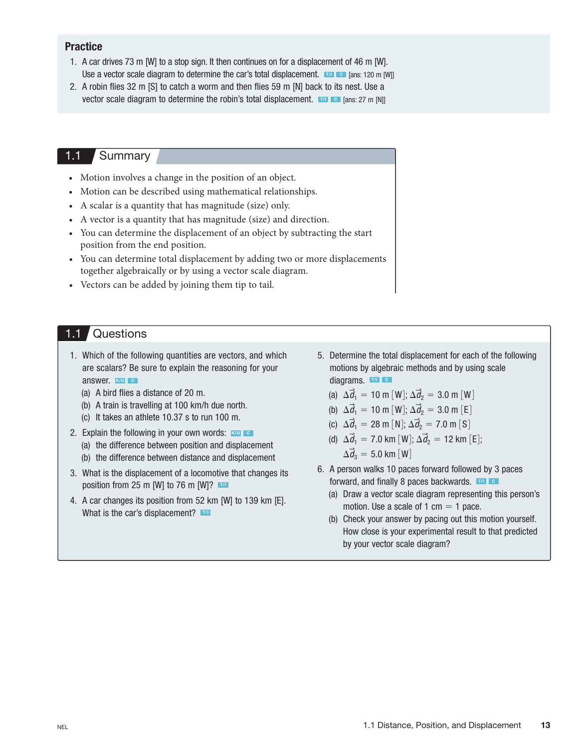## Practice

1. A car drives 73 m [W] to a stop sign. It then continues on for a displacement of 46 m [W]. Use a vector scale diagram to determine the car's total displacement. T/I C [ans: 120 m [W]]
2. A robin flies 32 m [S] to catch a worm and then flies 59 m [N] back to its nest. Use a vector scale diagram to determine the robin's total displacement. T/I C [ans: 27 m [N]]

## 1.1 Summary

- Motion involves a change in the position of an object.
- Motion can be described using mathematical relationships.
- A scalar is a quantity that has magnitude (size) only.
- A vector is a quantity that has magnitude (size) and direction.
- You can determine the displacement of an object by subtracting the start position from the end position.
- You can determine total displacement by adding two or more displacements together algebraically or by using a vector scale diagram.
- Vectors can be added by joining them tip to tail.

## 1.1 Questions

1. Which of the following quantities are vectors, and which are scalars? Be sure to explain the reasoning for your answer. K/U C
   (a) A bird flies a distance of 20 m.
   (b) A train is travelling at 100 km/h due north.
   (c) It takes an athlete 10.37 s to run 100 m.
2. Explain the following in your own words: K/U C
   (a) the difference between position and displacement
   (b) the difference between distance and displacement
3. What is the displacement of a locomotive that changes its position from 25 m [W] to 76 m [W]? T/I
4. A car changes its position from 52 km [W] to 139 km [E]. What is the car's displacement? T/I
5. Determine the total displacement for each of the following motions by algebraic methods and by using scale diagrams. T/I C
   (a) $\Delta\vec{d}_1 = 10$ m [W]; $\Delta\vec{d}_2 = 3.0$ m [W]
   (b) $\Delta\vec{d}_1 = 10$ m [W]; $\Delta\vec{d}_2 = 3.0$ m [E]
   (c) $\Delta\vec{d}_1 = 28$ m [N]; $\Delta\vec{d}_2 = 7.0$ m [S]
   (d) $\Delta\vec{d}_1 = 7.0$ km [W]; $\Delta\vec{d}_2 = 12$ km [E]; $\Delta\vec{d}_3 = 5.0$ km [W]
6. A person walks 10 paces forward followed by 3 paces forward, and finally 8 paces backwards. T/I C
   (a) Draw a vector scale diagram representing this person's motion. Use a scale of 1 cm = 1 pace.
   (b) Check your answer by pacing out this motion yourself. How close is your experimental result to that predicted by your vector scale diagram?